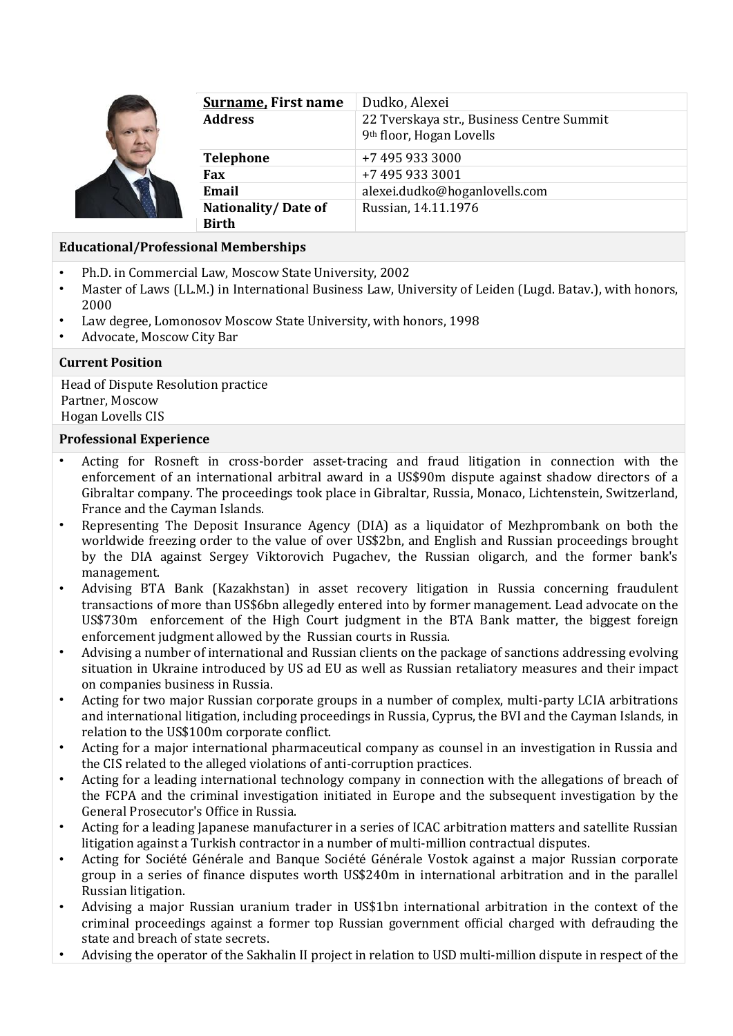| **Surname, First name** | Dudko, Alexei |
| --- | --- |
| **Address** | 22 Tverskaya str., Business Centre Summit<br>9th floor, Hogan Lovells |
| **Telephone** | +7 495 933 3000 |
| **Fax** | +7 495 933 3001 |
| **Email** | alexei.dudko@hoganlovells.com |
| **Nationality/ Date of Birth** | Russian, 14.11.1976 |

## Educational/Professional Memberships

- Ph.D. in Commercial Law, Moscow State University, 2002
- Master of Laws (LL.M.) in International Business Law, University of Leiden (Lugd. Batav.), with honors, 2000
- Law degree, Lomonosov Moscow State University, with honors, 1998
- Advocate, Moscow City Bar

## Current Position

Head of Dispute Resolution practice
Partner, Moscow
Hogan Lovells CIS

## Professional Experience

- Acting for Rosneft in cross-border asset-tracing and fraud litigation in connection with the enforcement of an international arbitral award in a US$90m dispute against shadow directors of a Gibraltar company. The proceedings took place in Gibraltar, Russia, Monaco, Lichtenstein, Switzerland, France and the Cayman Islands.
- Representing The Deposit Insurance Agency (DIA) as a liquidator of Mezhprombank on both the worldwide freezing order to the value of over US$2bn, and English and Russian proceedings brought by the DIA against Sergey Viktorovich Pugachev, the Russian oligarch, and the former bank's management.
- Advising BTA Bank (Kazakhstan) in asset recovery litigation in Russia concerning fraudulent transactions of more than US$6bn allegedly entered into by former management. Lead advocate on the US$730m enforcement of the High Court judgment in the BTA Bank matter, the biggest foreign enforcement judgment allowed by the Russian courts in Russia.
- Advising a number of international and Russian clients on the package of sanctions addressing evolving situation in Ukraine introduced by US ad EU as well as Russian retaliatory measures and their impact on companies business in Russia.
- Acting for two major Russian corporate groups in a number of complex, multi-party LCIA arbitrations and international litigation, including proceedings in Russia, Cyprus, the BVI and the Cayman Islands, in relation to the US$100m corporate conflict.
- Acting for a major international pharmaceutical company as counsel in an investigation in Russia and the CIS related to the alleged violations of anti-corruption practices.
- Acting for a leading international technology company in connection with the allegations of breach of the FCPA and the criminal investigation initiated in Europe and the subsequent investigation by the General Prosecutor's Office in Russia.
- Acting for a leading Japanese manufacturer in a series of ICAC arbitration matters and satellite Russian litigation against a Turkish contractor in a number of multi-million contractual disputes.
- Acting for Société Générale and Banque Société Générale Vostok against a major Russian corporate group in a series of finance disputes worth US$240m in international arbitration and in the parallel Russian litigation.
- Advising a major Russian uranium trader in US$1bn international arbitration in the context of the criminal proceedings against a former top Russian government official charged with defrauding the state and breach of state secrets.
- Advising the operator of the Sakhalin II project in relation to USD multi-million dispute in respect of the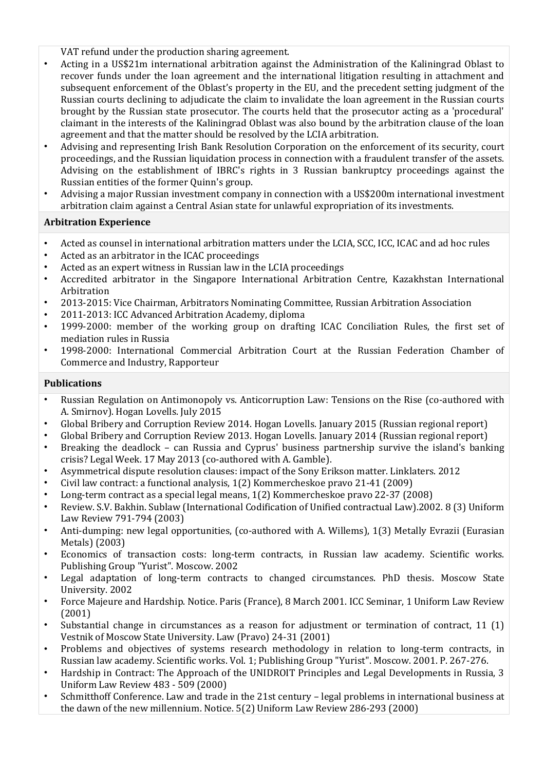VAT refund under the production sharing agreement.

- Acting in a US$21m international arbitration against the Administration of the Kaliningrad Oblast to recover funds under the loan agreement and the international litigation resulting in attachment and subsequent enforcement of the Oblast's property in the EU, and the precedent setting judgment of the Russian courts declining to adjudicate the claim to invalidate the loan agreement in the Russian courts brought by the Russian state prosecutor. The courts held that the prosecutor acting as a 'procedural' claimant in the interests of the Kaliningrad Oblast was also bound by the arbitration clause of the loan agreement and that the matter should be resolved by the LCIA arbitration.
- Advising and representing Irish Bank Resolution Corporation on the enforcement of its security, court proceedings, and the Russian liquidation process in connection with a fraudulent transfer of the assets. Advising on the establishment of IBRC's rights in 3 Russian bankruptcy proceedings against the Russian entities of the former Quinn's group.
- Advising a major Russian investment company in connection with a US$200m international investment arbitration claim against a Central Asian state for unlawful expropriation of its investments.

## Arbitration Experience

- Acted as counsel in international arbitration matters under the LCIA, SCC, ICC, ICAC and ad hoc rules
- Acted as an arbitrator in the ICAC proceedings
- Acted as an expert witness in Russian law in the LCIA proceedings
- Accredited arbitrator in the Singapore International Arbitration Centre, Kazakhstan International Arbitration
- 2013-2015: Vice Chairman, Arbitrators Nominating Committee, Russian Arbitration Association
- 2011-2013: ICC Advanced Arbitration Academy, diploma
- 1999-2000: member of the working group on drafting ICAC Conciliation Rules, the first set of mediation rules in Russia
- 1998-2000: International Commercial Arbitration Court at the Russian Federation Chamber of Commerce and Industry, Rapporteur

## Publications

- Russian Regulation on Antimonopoly vs. Anticorruption Law: Tensions on the Rise (co-authored with A. Smirnov). Hogan Lovells. July 2015
- Global Bribery and Corruption Review 2014. Hogan Lovells. January 2015 (Russian regional report)
- Global Bribery and Corruption Review 2013. Hogan Lovells. January 2014 (Russian regional report)
- Breaking the deadlock – can Russia and Cyprus' business partnership survive the island's banking crisis? Legal Week. 17 May 2013 (co-authored with A. Gamble).
- Asymmetrical dispute resolution clauses: impact of the Sony Erikson matter. Linklaters. 2012
- Civil law contract: a functional analysis, 1(2) Kommercheskoe pravo 21-41 (2009)
- Long-term contract as a special legal means, 1(2) Kommercheskoe pravo 22-37 (2008)
- Review. S.V. Bakhin. Sublaw (International Codification of Unified contractual Law).2002. 8 (3) Uniform Law Review 791-794 (2003)
- Anti-dumping: new legal opportunities, (co-authored with A. Willems), 1(3) Metally Evrazii (Eurasian Metals) (2003)
- Economics of transaction costs: long-term contracts, in Russian law academy. Scientific works. Publishing Group "Yurist". Moscow. 2002
- Legal adaptation of long-term contracts to changed circumstances. PhD thesis. Moscow State University. 2002
- Force Majeure and Hardship. Notice. Paris (France), 8 March 2001. ICC Seminar, 1 Uniform Law Review (2001)
- Substantial change in circumstances as a reason for adjustment or termination of contract, 11 (1) Vestnik of Moscow State University. Law (Pravo) 24-31 (2001)
- Problems and objectives of systems research methodology in relation to long-term contracts, in Russian law academy. Scientific works. Vol. 1; Publishing Group "Yurist". Moscow. 2001. P. 267-276.
- Hardship in Contract: The Approach of the UNIDROIT Principles and Legal Developments in Russia, 3 Uniform Law Review 483 - 509 (2000)
- Schmitthoff Conference. Law and trade in the 21st century – legal problems in international business at the dawn of the new millennium. Notice. 5(2) Uniform Law Review 286-293 (2000)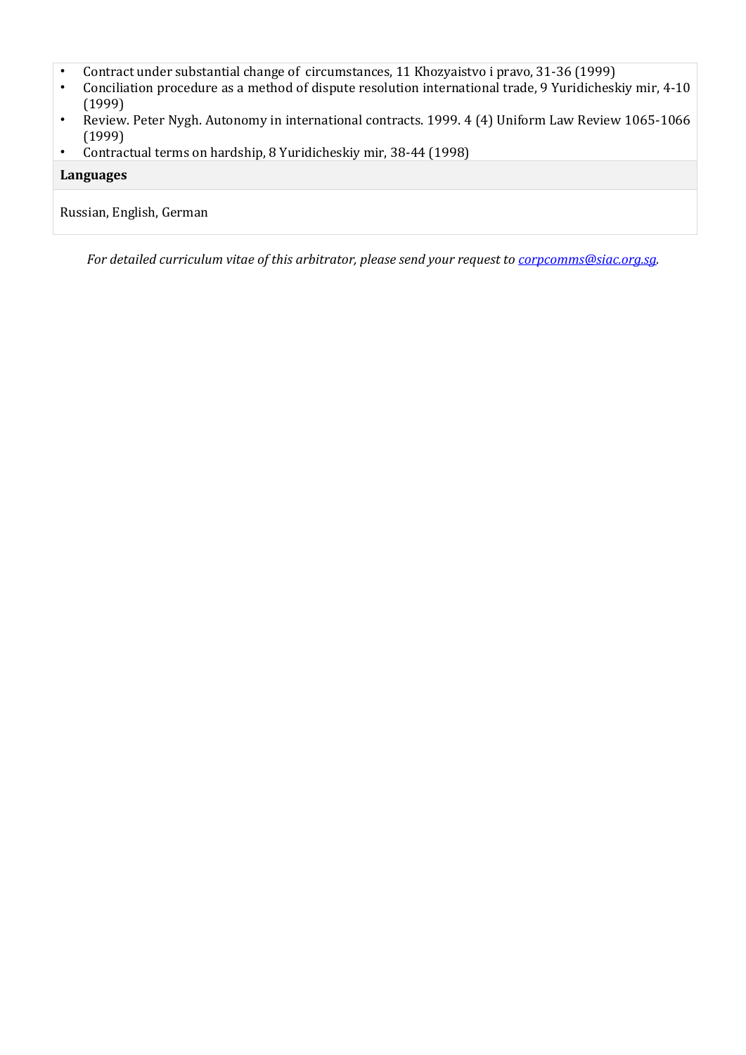- Contract under substantial change of circumstances, 11 Khozyaistvo i pravo, 31-36 (1999)
- Conciliation procedure as a method of dispute resolution international trade, 9 Yuridicheskiy mir, 4-10 (1999)
- Review. Peter Nygh. Autonomy in international contracts. 1999. 4 (4) Uniform Law Review 1065-1066 (1999)
- Contractual terms on hardship, 8 Yuridicheskiy mir, 38-44 (1998)

**Languages**

Russian, English, German

*For detailed curriculum vitae of this arbitrator, please send your request to [corpcomms@siac.org.sg](mailto:corpcomms@siac.org.sg).*